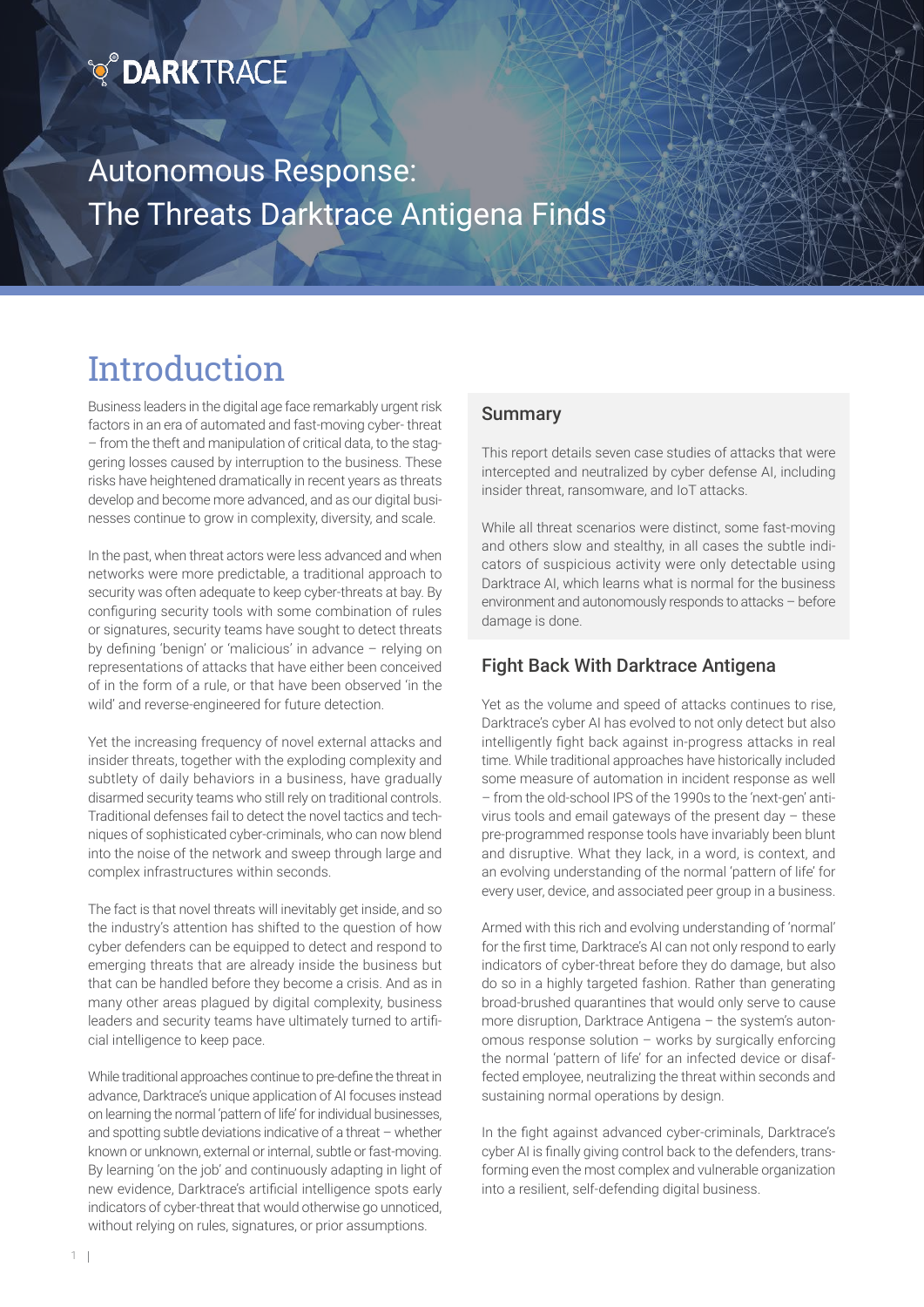# Autonomous Response: The Threats Darktrace Antigena Finds

## Introduction

Business leaders in the digital age face remarkably urgent risk factors in an era of automated and fast-moving cyber- threat – from the theft and manipulation of critical data, to the staggering losses caused by interruption to the business. These risks have heightened dramatically in recent years as threats develop and become more advanced, and as our digital businesses continue to grow in complexity, diversity, and scale.

In the past, when threat actors were less advanced and when networks were more predictable, a traditional approach to security was often adequate to keep cyber-threats at bay. By configuring security tools with some combination of rules or signatures, security teams have sought to detect threats by defining 'benign' or 'malicious' in advance – relying on representations of attacks that have either been conceived of in the form of a rule, or that have been observed 'in the wild' and reverse-engineered for future detection.

Yet the increasing frequency of novel external attacks and insider threats, together with the exploding complexity and subtlety of daily behaviors in a business, have gradually disarmed security teams who still rely on traditional controls. Traditional defenses fail to detect the novel tactics and techniques of sophisticated cyber-criminals, who can now blend into the noise of the network and sweep through large and complex infrastructures within seconds.

The fact is that novel threats will inevitably get inside, and so the industry's attention has shifted to the question of how cyber defenders can be equipped to detect and respond to emerging threats that are already inside the business but that can be handled before they become a crisis. And as in many other areas plagued by digital complexity, business leaders and security teams have ultimately turned to artificial intelligence to keep pace.

While traditional approaches continue to pre-define the threat in advance, Darktrace's unique application of AI focuses instead on learning the normal 'pattern of life' for individual businesses, and spotting subtle deviations indicative of a threat – whether known or unknown, external or internal, subtle or fast-moving. By learning 'on the job' and continuously adapting in light of new evidence, Darktrace's artificial intelligence spots early indicators of cyber-threat that would otherwise go unnoticed, without relying on rules, signatures, or prior assumptions.

### Summary

This report details seven case studies of attacks that were intercepted and neutralized by cyber defense AI, including insider threat, ransomware, and IoT attacks.

While all threat scenarios were distinct, some fast-moving and others slow and stealthy, in all cases the subtle indicators of suspicious activity were only detectable using Darktrace AI, which learns what is normal for the business environment and autonomously responds to attacks – before damage is done.

### Fight Back With Darktrace Antigena

Yet as the volume and speed of attacks continues to rise, Darktrace's cyber AI has evolved to not only detect but also intelligently fight back against in-progress attacks in real time. While traditional approaches have historically included some measure of automation in incident response as well – from the old-school IPS of the 1990s to the 'next-gen' antivirus tools and email gateways of the present day – these pre-programmed response tools have invariably been blunt and disruptive. What they lack, in a word, is context, and an evolving understanding of the normal 'pattern of life' for every user, device, and associated peer group in a business.

Armed with this rich and evolving understanding of 'normal' for the first time, Darktrace's AI can not only respond to early indicators of cyber-threat before they do damage, but also do so in a highly targeted fashion. Rather than generating broad-brushed quarantines that would only serve to cause more disruption, Darktrace Antigena – the system's autonomous response solution – works by surgically enforcing the normal 'pattern of life' for an infected device or disaffected employee, neutralizing the threat within seconds and sustaining normal operations by design.

In the fight against advanced cyber-criminals, Darktrace's cyber AI is finally giving control back to the defenders, transforming even the most complex and vulnerable organization into a resilient, self-defending digital business.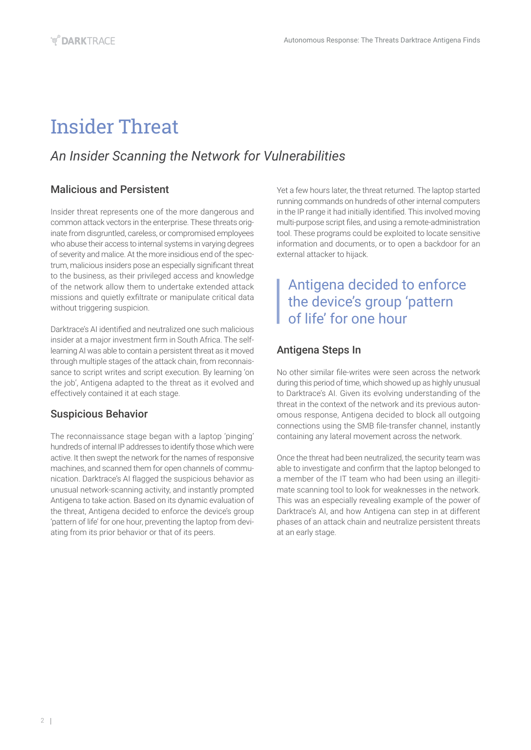# Insider Threat

## *An Insider Scanning the Network for Vulnerabilities*

### Malicious and Persistent

Insider threat represents one of the more dangerous and common attack vectors in the enterprise. These threats originate from disgruntled, careless, or compromised employees who abuse their access to internal systems in varying degrees of severity and malice. At the more insidious end of the spectrum, malicious insiders pose an especially significant threat to the business, as their privileged access and knowledge of the network allow them to undertake extended attack missions and quietly exfiltrate or manipulate critical data without triggering suspicion.

Darktrace's AI identified and neutralized one such malicious insider at a major investment firm in South Africa. The self-learning AI was able to contain a persistent threat as it moved through multiple stages of the attack chain, from reconnaissance to script writes and script execution. By learning 'on the job', Antigena adapted to the threat as it evolved and effectively contained it at each stage.

### Suspicious Behavior

The reconnaissance stage began with a laptop 'pinging' hundreds of internal IP addresses to identify those which were active. It then swept the network for the names of responsive machines, and scanned them for open channels of communication. Darktrace's AI flagged the suspicious behavior as unusual network-scanning activity, and instantly prompted Antigena to take action. Based on its dynamic evaluation of the threat, Antigena decided to enforce the device's group 'pattern of life' for one hour, preventing the laptop from deviating from its prior behavior or that of its peers.

Yet a few hours later, the threat returned. The laptop started running commands on hundreds of other internal computers in the IP range it had initially identified. This involved moving multi-purpose script files, and using a remote-administration tool. These programs could be exploited to locate sensitive information and documents, or to open a backdoor for an external attacker to hijack.

> Antigena decided to enforce the device's group 'pattern of life' for one hour

### Antigena Steps In

No other similar file-writes were seen across the network during this period of time, which showed up as highly unusual to Darktrace's AI. Given its evolving understanding of the threat in the context of the network and its previous autonomous response, Antigena decided to block all outgoing connections using the SMB file-transfer channel, instantly containing any lateral movement across the network.

Once the threat had been neutralized, the security team was able to investigate and confirm that the laptop belonged to a member of the IT team who had been using an illegitimate scanning tool to look for weaknesses in the network. This was an especially revealing example of the power of Darktrace's AI, and how Antigena can step in at different phases of an attack chain and neutralize persistent threats at an early stage.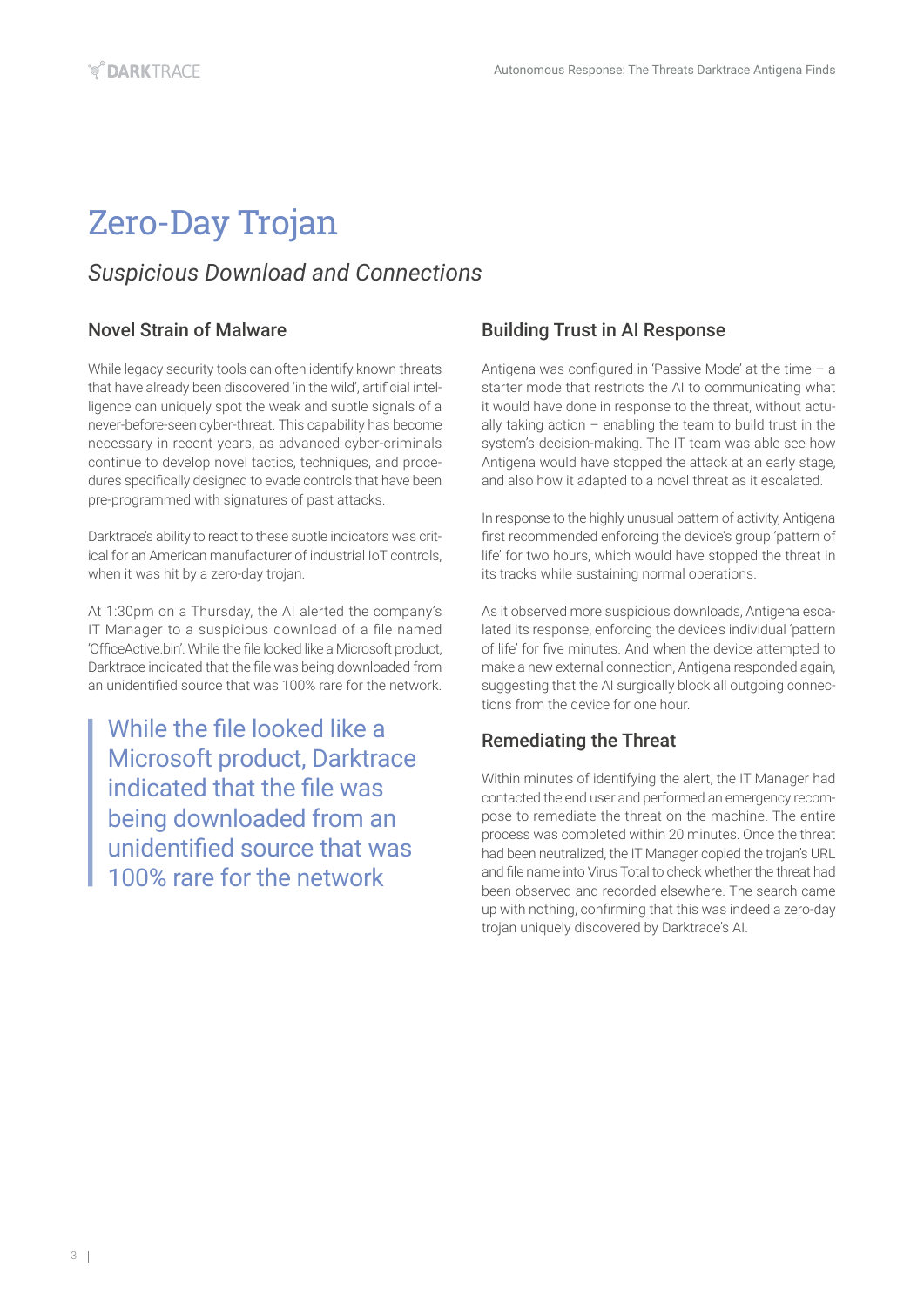# Zero-Day Trojan

*Suspicious Download and Connections*

## Novel Strain of Malware

While legacy security tools can often identify known threats that have already been discovered 'in the wild', artificial intelligence can uniquely spot the weak and subtle signals of a never-before-seen cyber-threat. This capability has become necessary in recent years, as advanced cyber-criminals continue to develop novel tactics, techniques, and procedures specifically designed to evade controls that have been pre-programmed with signatures of past attacks.

Darktrace's ability to react to these subtle indicators was critical for an American manufacturer of industrial IoT controls, when it was hit by a zero-day trojan.

At 1:30pm on a Thursday, the AI alerted the company's IT Manager to a suspicious download of a file named 'OfficeActive.bin'. While the file looked like a Microsoft product, Darktrace indicated that the file was being downloaded from an unidentified source that was 100% rare for the network.

> While the file looked like a Microsoft product, Darktrace indicated that the file was being downloaded from an unidentified source that was 100% rare for the network

## Building Trust in AI Response

Antigena was configured in 'Passive Mode' at the time – a starter mode that restricts the AI to communicating what it would have done in response to the threat, without actually taking action – enabling the team to build trust in the system's decision-making. The IT team was able see how Antigena would have stopped the attack at an early stage, and also how it adapted to a novel threat as it escalated.

In response to the highly unusual pattern of activity, Antigena first recommended enforcing the device's group 'pattern of life' for two hours, which would have stopped the threat in its tracks while sustaining normal operations.

As it observed more suspicious downloads, Antigena escalated its response, enforcing the device's individual 'pattern of life' for five minutes. And when the device attempted to make a new external connection, Antigena responded again, suggesting that the AI surgically block all outgoing connections from the device for one hour.

## Remediating the Threat

Within minutes of identifying the alert, the IT Manager had contacted the end user and performed an emergency recompose to remediate the threat on the machine. The entire process was completed within 20 minutes. Once the threat had been neutralized, the IT Manager copied the trojan's URL and file name into Virus Total to check whether the threat had been observed and recorded elsewhere. The search came up with nothing, confirming that this was indeed a zero-day trojan uniquely discovered by Darktrace's AI.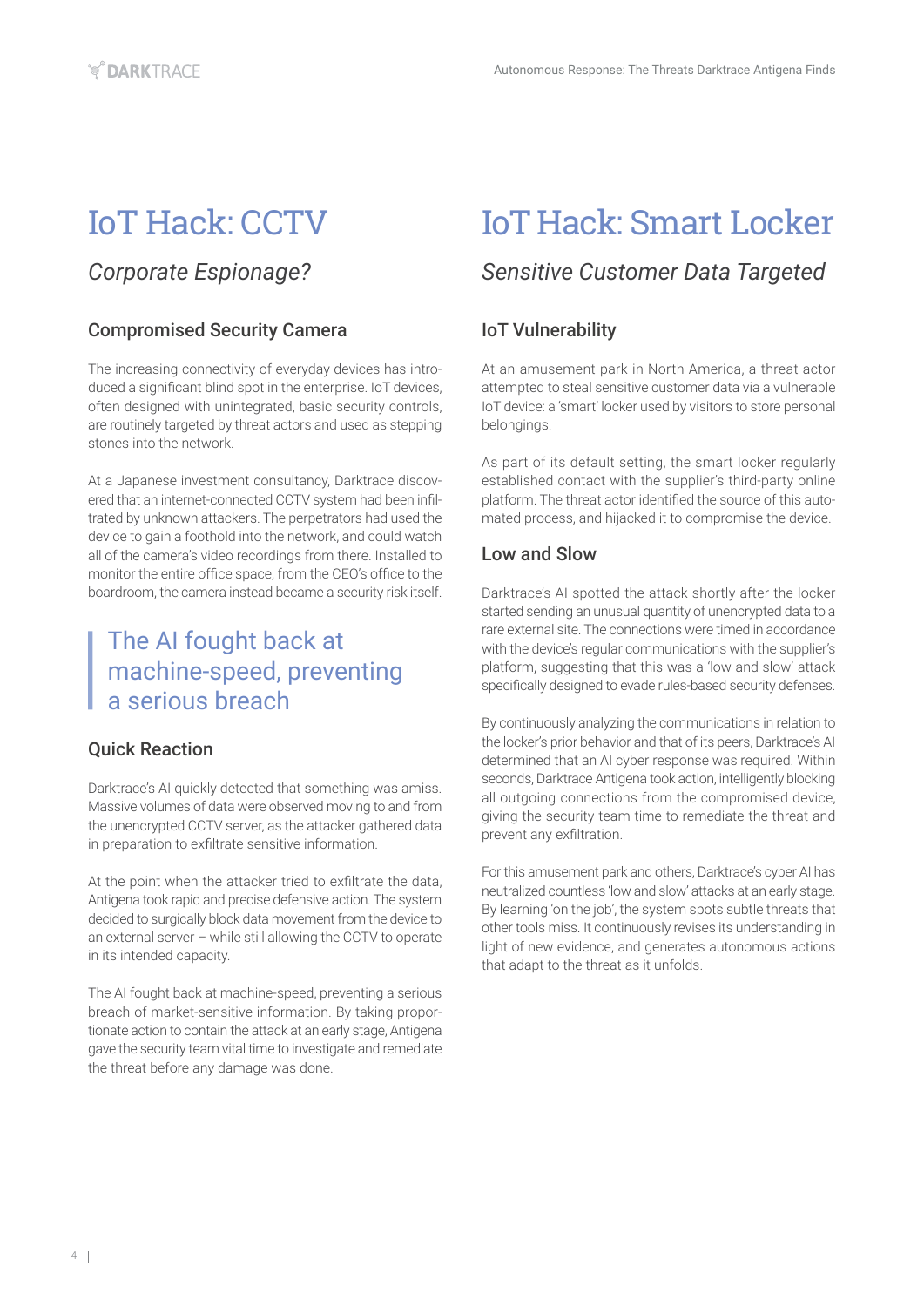# IoT Hack: CCTV

## *Corporate Espionage?*

### Compromised Security Camera

The increasing connectivity of everyday devices has introduced a significant blind spot in the enterprise. IoT devices, often designed with unintegrated, basic security controls, are routinely targeted by threat actors and used as stepping stones into the network.

At a Japanese investment consultancy, Darktrace discovered that an internet-connected CCTV system had been infiltrated by unknown attackers. The perpetrators had used the device to gain a foothold into the network, and could watch all of the camera's video recordings from there. Installed to monitor the entire office space, from the CEO's office to the boardroom, the camera instead became a security risk itself.

> The AI fought back at machine-speed, preventing a serious breach

### Quick Reaction

Darktrace's AI quickly detected that something was amiss. Massive volumes of data were observed moving to and from the unencrypted CCTV server, as the attacker gathered data in preparation to exfiltrate sensitive information.

At the point when the attacker tried to exfiltrate the data, Antigena took rapid and precise defensive action. The system decided to surgically block data movement from the device to an external server – while still allowing the CCTV to operate in its intended capacity.

The AI fought back at machine-speed, preventing a serious breach of market-sensitive information. By taking proportionate action to contain the attack at an early stage, Antigena gave the security team vital time to investigate and remediate the threat before any damage was done.

# IoT Hack: Smart Locker

## *Sensitive Customer Data Targeted*

### IoT Vulnerability

At an amusement park in North America, a threat actor attempted to steal sensitive customer data via a vulnerable IoT device: a 'smart' locker used by visitors to store personal belongings.

As part of its default setting, the smart locker regularly established contact with the supplier's third-party online platform. The threat actor identified the source of this automated process, and hijacked it to compromise the device.

### Low and Slow

Darktrace's AI spotted the attack shortly after the locker started sending an unusual quantity of unencrypted data to a rare external site. The connections were timed in accordance with the device's regular communications with the supplier's platform, suggesting that this was a 'low and slow' attack specifically designed to evade rules-based security defenses.

By continuously analyzing the communications in relation to the locker's prior behavior and that of its peers, Darktrace's AI determined that an AI cyber response was required. Within seconds, Darktrace Antigena took action, intelligently blocking all outgoing connections from the compromised device, giving the security team time to remediate the threat and prevent any exfiltration.

For this amusement park and others, Darktrace's cyber AI has neutralized countless 'low and slow' attacks at an early stage. By learning 'on the job', the system spots subtle threats that other tools miss. It continuously revises its understanding in light of new evidence, and generates autonomous actions that adapt to the threat as it unfolds.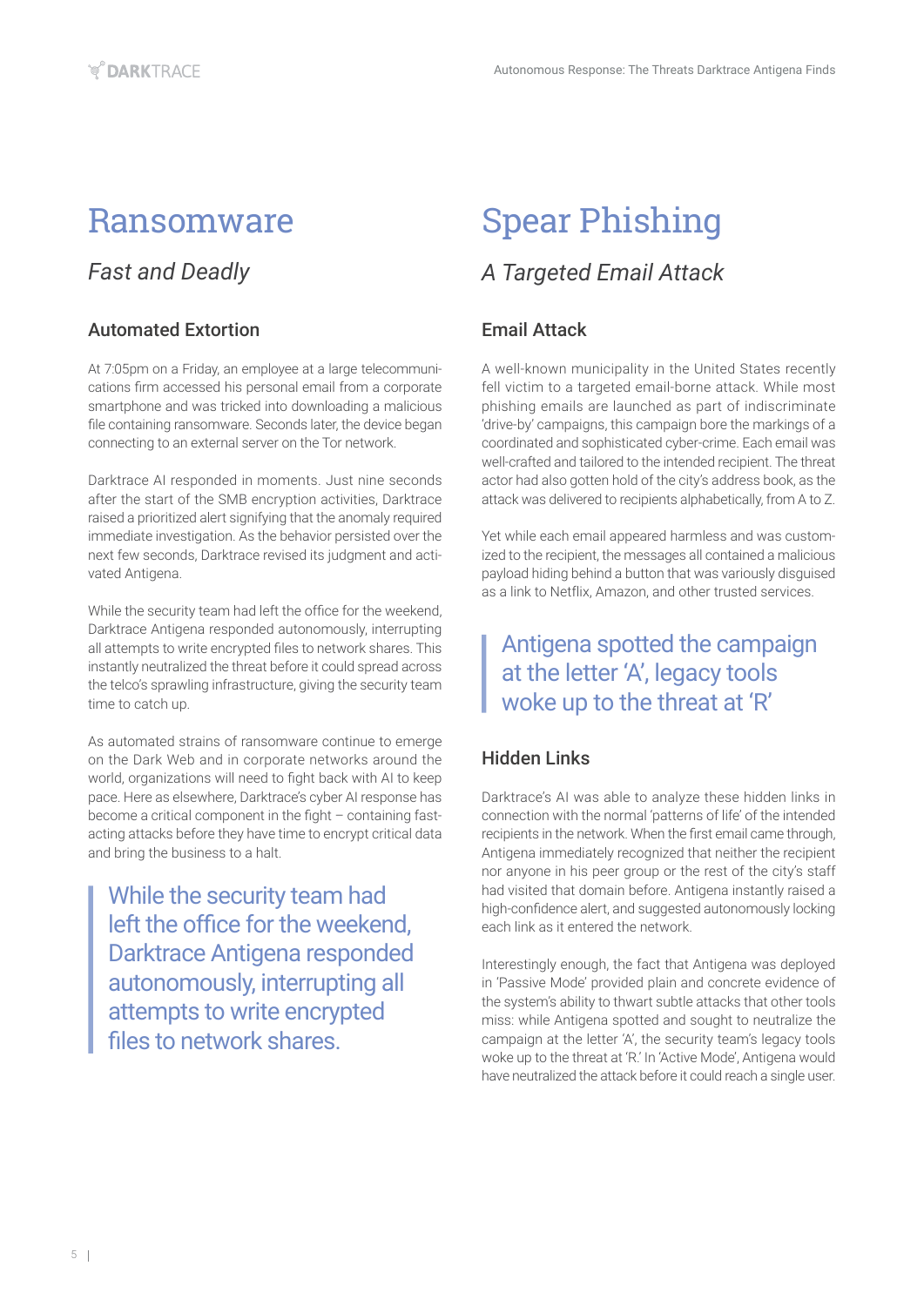# Ransomware

## *Fast and Deadly*

### Automated Extortion

At 7:05pm on a Friday, an employee at a large telecommunications firm accessed his personal email from a corporate smartphone and was tricked into downloading a malicious file containing ransomware. Seconds later, the device began connecting to an external server on the Tor network.

Darktrace AI responded in moments. Just nine seconds after the start of the SMB encryption activities, Darktrace raised a prioritized alert signifying that the anomaly required immediate investigation. As the behavior persisted over the next few seconds, Darktrace revised its judgment and activated Antigena.

While the security team had left the office for the weekend, Darktrace Antigena responded autonomously, interrupting all attempts to write encrypted files to network shares. This instantly neutralized the threat before it could spread across the telco's sprawling infrastructure, giving the security team time to catch up.

As automated strains of ransomware continue to emerge on the Dark Web and in corporate networks around the world, organizations will need to fight back with AI to keep pace. Here as elsewhere, Darktrace's cyber AI response has become a critical component in the fight – containing fast-acting attacks before they have time to encrypt critical data and bring the business to a halt.

> While the security team had left the office for the weekend, Darktrace Antigena responded autonomously, interrupting all attempts to write encrypted files to network shares.

# Spear Phishing

## *A Targeted Email Attack*

### Email Attack

A well-known municipality in the United States recently fell victim to a targeted email-borne attack. While most phishing emails are launched as part of indiscriminate 'drive-by' campaigns, this campaign bore the markings of a coordinated and sophisticated cyber-crime. Each email was well-crafted and tailored to the intended recipient. The threat actor had also gotten hold of the city's address book, as the attack was delivered to recipients alphabetically, from A to Z.

Yet while each email appeared harmless and was customized to the recipient, the messages all contained a malicious payload hiding behind a button that was variously disguised as a link to Netflix, Amazon, and other trusted services.

> Antigena spotted the campaign at the letter 'A', legacy tools woke up to the threat at 'R'

### Hidden Links

Darktrace's AI was able to analyze these hidden links in connection with the normal 'patterns of life' of the intended recipients in the network. When the first email came through, Antigena immediately recognized that neither the recipient nor anyone in his peer group or the rest of the city's staff had visited that domain before. Antigena instantly raised a high-confidence alert, and suggested autonomously locking each link as it entered the network.

Interestingly enough, the fact that Antigena was deployed in 'Passive Mode' provided plain and concrete evidence of the system's ability to thwart subtle attacks that other tools miss: while Antigena spotted and sought to neutralize the campaign at the letter 'A', the security team's legacy tools woke up to the threat at 'R.' In 'Active Mode', Antigena would have neutralized the attack before it could reach a single user.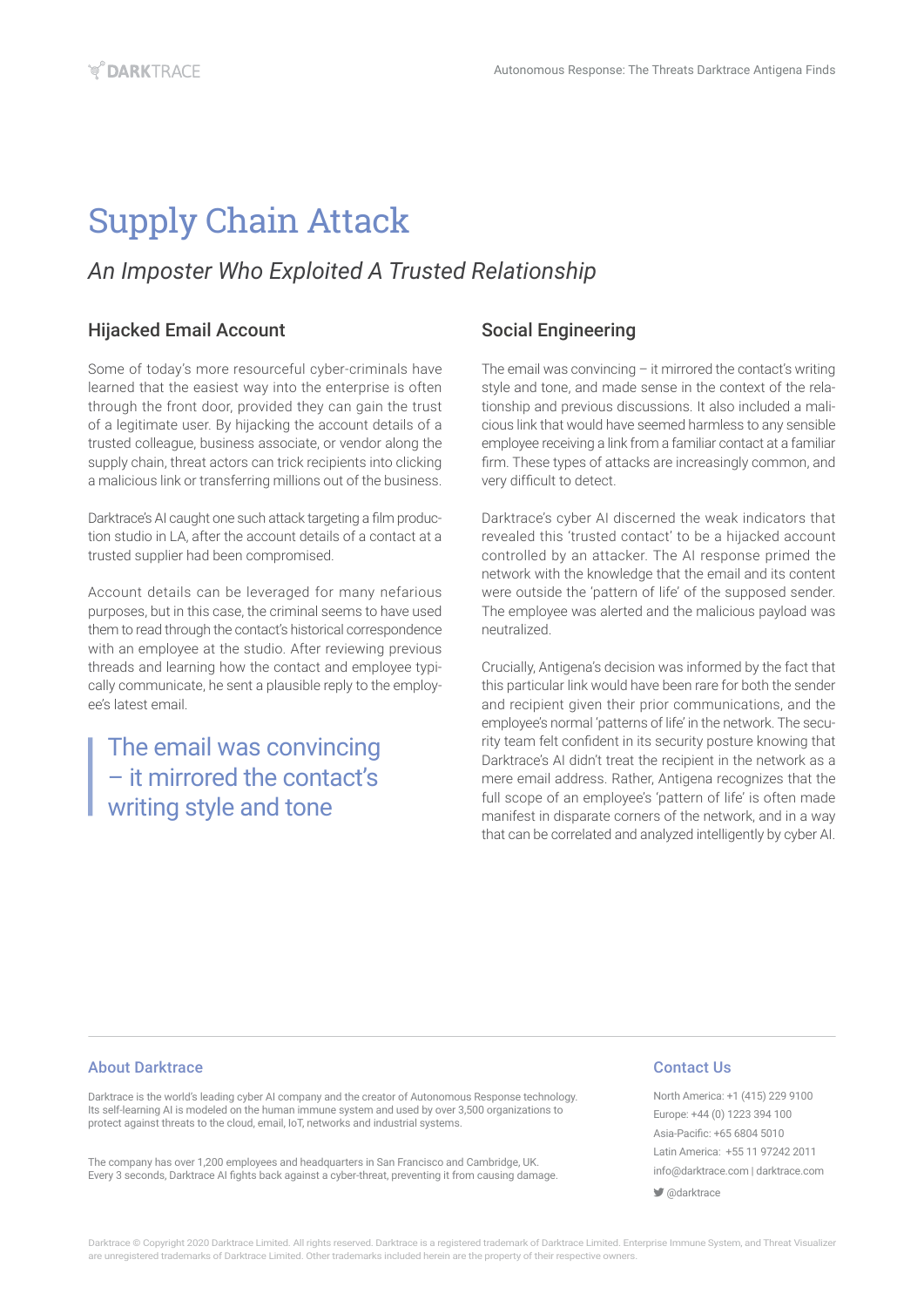# Supply Chain Attack

*An Imposter Who Exploited A Trusted Relationship*

## Hijacked Email Account

Some of today's more resourceful cyber-criminals have learned that the easiest way into the enterprise is often through the front door, provided they can gain the trust of a legitimate user. By hijacking the account details of a trusted colleague, business associate, or vendor along the supply chain, threat actors can trick recipients into clicking a malicious link or transferring millions out of the business.

Darktrace's AI caught one such attack targeting a film production studio in LA, after the account details of a contact at a trusted supplier had been compromised.

Account details can be leveraged for many nefarious purposes, but in this case, the criminal seems to have used them to read through the contact's historical correspondence with an employee at the studio. After reviewing previous threads and learning how the contact and employee typically communicate, he sent a plausible reply to the employee's latest email.

> The email was convincing – it mirrored the contact's writing style and tone

## Social Engineering

The email was convincing – it mirrored the contact's writing style and tone, and made sense in the context of the relationship and previous discussions. It also included a malicious link that would have seemed harmless to any sensible employee receiving a link from a familiar contact at a familiar firm. These types of attacks are increasingly common, and very difficult to detect.

Darktrace's cyber AI discerned the weak indicators that revealed this 'trusted contact' to be a hijacked account controlled by an attacker. The AI response primed the network with the knowledge that the email and its content were outside the 'pattern of life' of the supposed sender. The employee was alerted and the malicious payload was neutralized.

Crucially, Antigena's decision was informed by the fact that this particular link would have been rare for both the sender and recipient given their prior communications, and the employee's normal 'patterns of life' in the network. The security team felt confident in its security posture knowing that Darktrace's AI didn't treat the recipient in the network as a mere email address. Rather, Antigena recognizes that the full scope of an employee's 'pattern of life' is often made manifest in disparate corners of the network, and in a way that can be correlated and analyzed intelligently by cyber AI.

### About Darktrace

Darktrace is the world's leading cyber AI company and the creator of Autonomous Response technology. Its self-learning AI is modeled on the human immune system and used by over 3,500 organizations to protect against threats to the cloud, email, IoT, networks and industrial systems.

The company has over 1,200 employees and headquarters in San Francisco and Cambridge, UK. Every 3 seconds, Darktrace AI fights back against a cyber-threat, preventing it from causing damage.

### Contact Us

North America: +1 (415) 229 9100
Europe: +44 (0) 1223 394 100
Asia-Pacific: +65 6804 5010
Latin America: +55 11 97242 2011
info@darktrace.com | darktrace.com
@darktrace

Darktrace © Copyright 2020 Darktrace Limited. All rights reserved. Darktrace is a registered trademark of Darktrace Limited. Enterprise Immune System, and Threat Visualizer are unregistered trademarks of Darktrace Limited. Other trademarks included herein are the property of their respective owners.